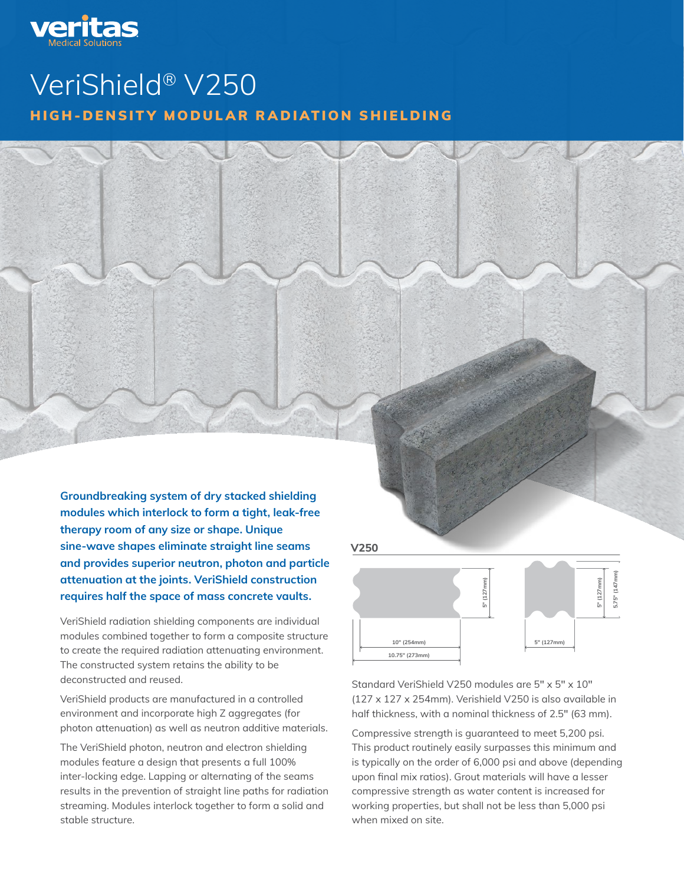veritas
Medical Solutions

# VeriShield® V250

## HIGH-DENSITY MODULAR RADIATION SHIELDING

**Groundbreaking system of dry stacked shielding modules which interlock to form a tight, leak-free therapy room of any size or shape. Unique sine-wave shapes eliminate straight line seams and provides superior neutron, photon and particle attenuation at the joints. VeriShield construction requires half the space of mass concrete vaults.**

VeriShield radiation shielding components are individual modules combined together to form a composite structure to create the required radiation attenuating environment. The constructed system retains the ability to be deconstructed and reused.

VeriShield products are manufactured in a controlled environment and incorporate high Z aggregates (for photon attenuation) as well as neutron additive materials.

The VeriShield photon, neutron and electron shielding modules feature a design that presents a full 100% inter-locking edge. Lapping or alternating of the seams results in the prevention of straight line paths for radiation streaming. Modules interlock together to form a solid and stable structure.

**V250**

10" (254mm)
10.75" (273mm)
5" (127mm)
5" (127mm)
5" (127mm)
5.75" (147mm)

Standard VeriShield V250 modules are 5" x 5" x 10" (127 x 127 x 254mm). Verishield V250 is also available in half thickness, with a nominal thickness of 2.5" (63 mm).

Compressive strength is guaranteed to meet 5,200 psi. This product routinely easily surpasses this minimum and is typically on the order of 6,000 psi and above (depending upon final mix ratios). Grout materials will have a lesser compressive strength as water content is increased for working properties, but shall not be less than 5,000 psi when mixed on site.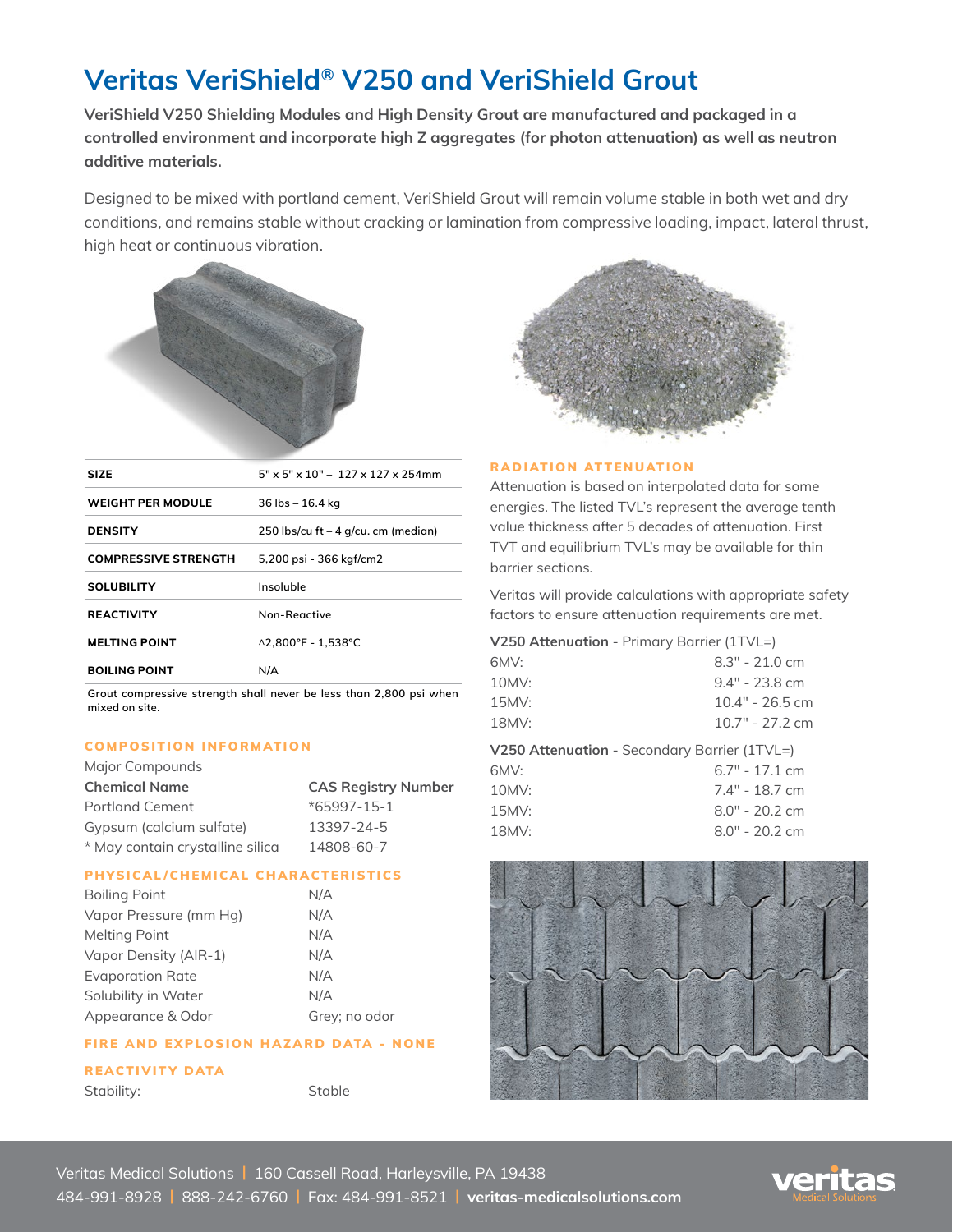# Veritas VeriShield® V250 and VeriShield Grout

**VeriShield V250 Shielding Modules and High Density Grout are manufactured and packaged in a controlled environment and incorporate high Z aggregates (for photon attenuation) as well as neutron additive materials.**

Designed to be mixed with portland cement, VeriShield Grout will remain volume stable in both wet and dry conditions, and remains stable without cracking or lamination from compressive loading, impact, lateral thrust, high heat or continuous vibration.

| | |
|---|---|
| **SIZE** | 5" x 5" x 10" – 127 x 127 x 254mm |
| **WEIGHT PER MODULE** | 36 lbs – 16.4 kg |
| **DENSITY** | 250 lbs/cu ft – 4 g/cu. cm (median) |
| **COMPRESSIVE STRENGTH** | 5,200 psi - 366 kgf/cm2 |
| **SOLUBILITY** | Insoluble |
| **REACTIVITY** | Non-Reactive |
| **MELTING POINT** | ^2,800°F - 1,538°C |
| **BOILING POINT** | N/A |

Grout compressive strength shall never be less than 2,800 psi when mixed on site.

## COMPOSITION INFORMATION

Major Compounds

| Chemical Name | CAS Registry Number |
|---|---|
| Portland Cement | *65997-15-1 |
| Gypsum (calcium sulfate) | 13397-24-5 |
| * May contain crystalline silica | 14808-60-7 |

## PHYSICAL/CHEMICAL CHARACTERISTICS

| | |
|---|---|
| Boiling Point | N/A |
| Vapor Pressure (mm Hg) | N/A |
| Melting Point | N/A |
| Vapor Density (AIR-1) | N/A |
| Evaporation Rate | N/A |
| Solubility in Water | N/A |
| Appearance & Odor | Grey; no odor |

## FIRE AND EXPLOSION HAZARD DATA - NONE

## REACTIVITY DATA

| | |
|---|---|
| Stability: | Stable |

## RADIATION ATTENUATION

Attenuation is based on interpolated data for some energies. The listed TVL's represent the average tenth value thickness after 5 decades of attenuation. First TVT and equilibrium TVL's may be available for thin barrier sections.

Veritas will provide calculations with appropriate safety factors to ensure attenuation requirements are met.

**V250 Attenuation** - Primary Barrier (1TVL=)

| | |
|---|---|
| 6MV: | 8.3" - 21.0 cm |
| 10MV: | 9.4" - 23.8 cm |
| 15MV: | 10.4" - 26.5 cm |
| 18MV: | 10.7" - 27.2 cm |

**V250 Attenuation** - Secondary Barrier (1TVL=)

| | |
|---|---|
| 6MV: | 6.7" - 17.1 cm |
| 10MV: | 7.4" - 18.7 cm |
| 15MV: | 8.0" - 20.2 cm |
| 18MV: | 8.0" - 20.2 cm |

Veritas Medical Solutions | 160 Cassell Road, Harleysville, PA 19438
484-991-8928 | 888-242-6760 | Fax: 484-991-8521 | **veritas-medicalsolutions.com**